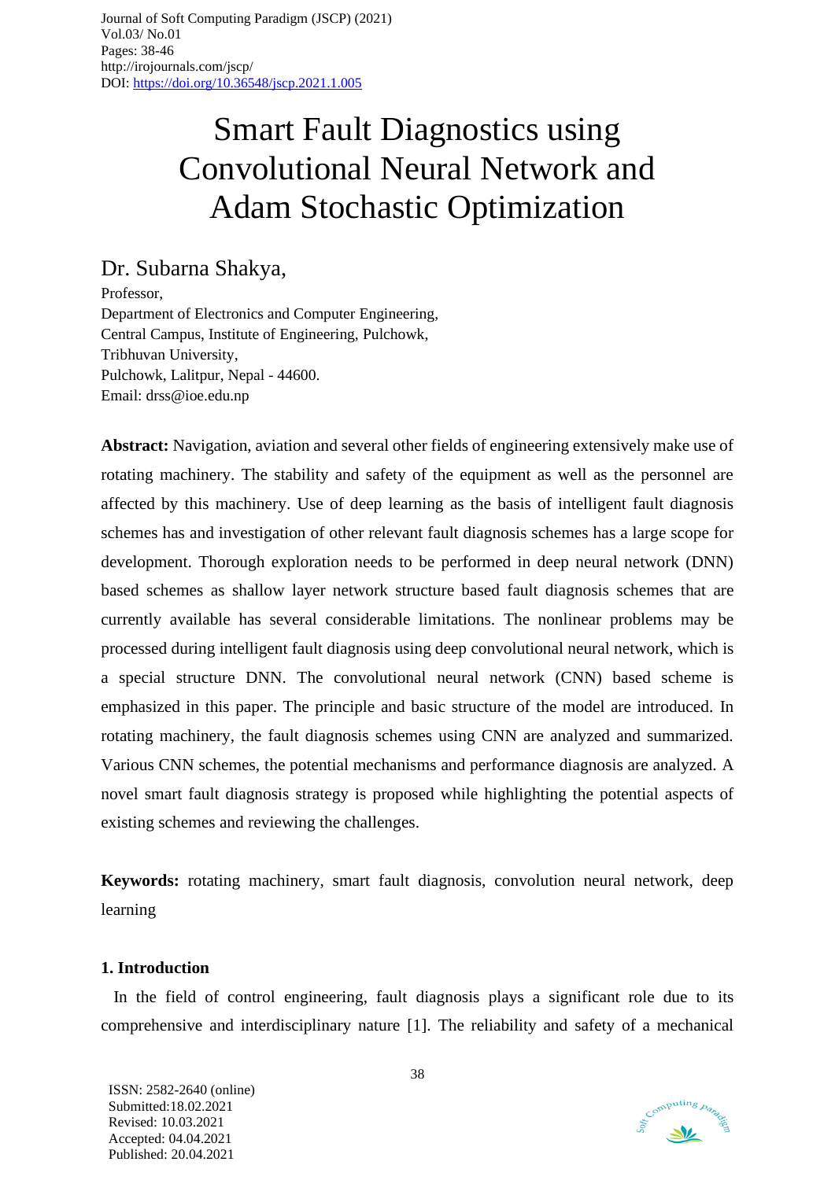# Smart Fault Diagnostics using Convolutional Neural Network and Adam Stochastic Optimization

## Dr. Subarna Shakya,

Professor,
Department of Electronics and Computer Engineering,
Central Campus, Institute of Engineering, Pulchowk,
Tribhuvan University,
Pulchowk, Lalitpur, Nepal - 44600.
Email: drss@ioe.edu.np

**Abstract:** Navigation, aviation and several other fields of engineering extensively make use of rotating machinery. The stability and safety of the equipment as well as the personnel are affected by this machinery. Use of deep learning as the basis of intelligent fault diagnosis schemes has and investigation of other relevant fault diagnosis schemes has a large scope for development. Thorough exploration needs to be performed in deep neural network (DNN) based schemes as shallow layer network structure based fault diagnosis schemes that are currently available has several considerable limitations. The nonlinear problems may be processed during intelligent fault diagnosis using deep convolutional neural network, which is a special structure DNN. The convolutional neural network (CNN) based scheme is emphasized in this paper. The principle and basic structure of the model are introduced. In rotating machinery, the fault diagnosis schemes using CNN are analyzed and summarized. Various CNN schemes, the potential mechanisms and performance diagnosis are analyzed. A novel smart fault diagnosis strategy is proposed while highlighting the potential aspects of existing schemes and reviewing the challenges.

**Keywords:** rotating machinery, smart fault diagnosis, convolution neural network, deep learning

### 1. Introduction

In the field of control engineering, fault diagnosis plays a significant role due to its comprehensive and interdisciplinary nature [1]. The reliability and safety of a mechanical

ISSN: 2582-2640 (online)
Submitted:18.02.2021
Revised: 10.03.2021
Accepted: 04.04.2021
Published: 20.04.2021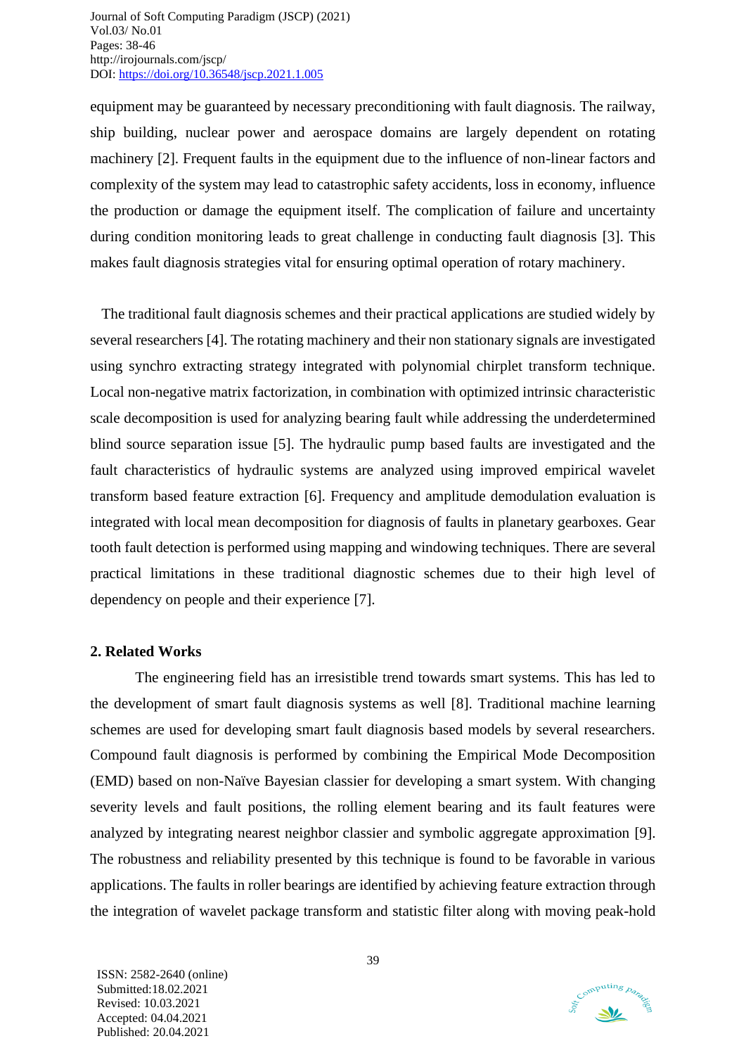equipment may be guaranteed by necessary preconditioning with fault diagnosis. The railway, ship building, nuclear power and aerospace domains are largely dependent on rotating machinery [2]. Frequent faults in the equipment due to the influence of non-linear factors and complexity of the system may lead to catastrophic safety accidents, loss in economy, influence the production or damage the equipment itself. The complication of failure and uncertainty during condition monitoring leads to great challenge in conducting fault diagnosis [3]. This makes fault diagnosis strategies vital for ensuring optimal operation of rotary machinery.

The traditional fault diagnosis schemes and their practical applications are studied widely by several researchers [4]. The rotating machinery and their non stationary signals are investigated using synchro extracting strategy integrated with polynomial chirplet transform technique. Local non-negative matrix factorization, in combination with optimized intrinsic characteristic scale decomposition is used for analyzing bearing fault while addressing the underdetermined blind source separation issue [5]. The hydraulic pump based faults are investigated and the fault characteristics of hydraulic systems are analyzed using improved empirical wavelet transform based feature extraction [6]. Frequency and amplitude demodulation evaluation is integrated with local mean decomposition for diagnosis of faults in planetary gearboxes. Gear tooth fault detection is performed using mapping and windowing techniques. There are several practical limitations in these traditional diagnostic schemes due to their high level of dependency on people and their experience [7].

## 2. Related Works

The engineering field has an irresistible trend towards smart systems. This has led to the development of smart fault diagnosis systems as well [8]. Traditional machine learning schemes are used for developing smart fault diagnosis based models by several researchers. Compound fault diagnosis is performed by combining the Empirical Mode Decomposition (EMD) based on non-Naïve Bayesian classier for developing a smart system. With changing severity levels and fault positions, the rolling element bearing and its fault features were analyzed by integrating nearest neighbor classier and symbolic aggregate approximation [9]. The robustness and reliability presented by this technique is found to be favorable in various applications. The faults in roller bearings are identified by achieving feature extraction through the integration of wavelet package transform and statistic filter along with moving peak-hold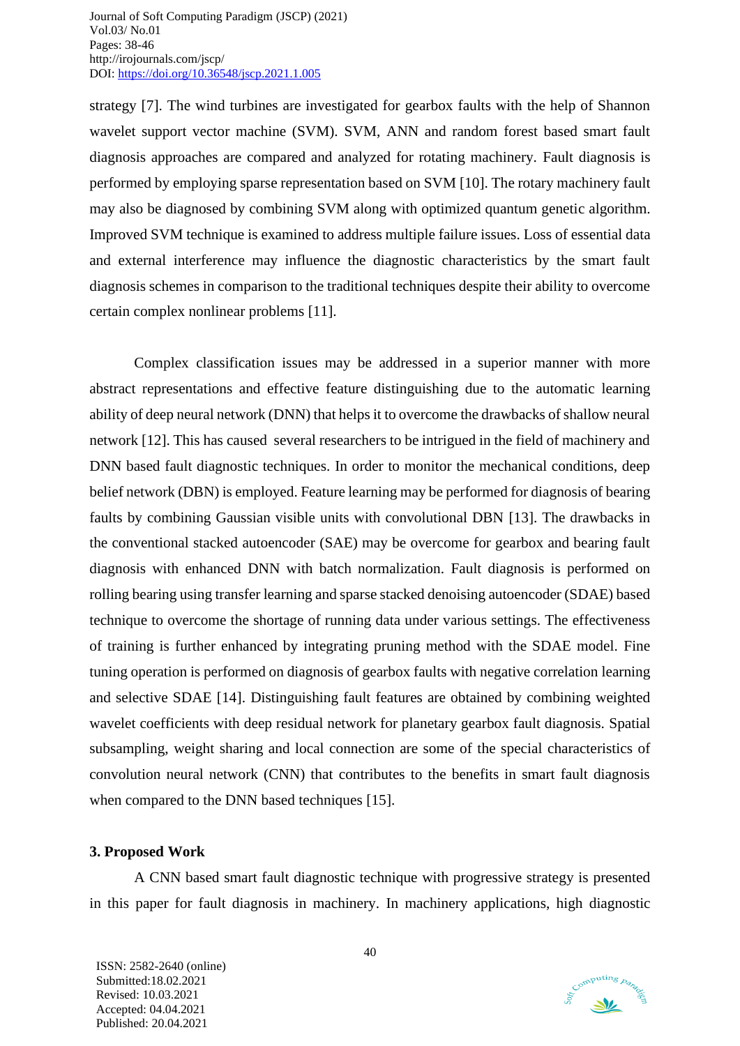strategy [7]. The wind turbines are investigated for gearbox faults with the help of Shannon wavelet support vector machine (SVM). SVM, ANN and random forest based smart fault diagnosis approaches are compared and analyzed for rotating machinery. Fault diagnosis is performed by employing sparse representation based on SVM [10]. The rotary machinery fault may also be diagnosed by combining SVM along with optimized quantum genetic algorithm. Improved SVM technique is examined to address multiple failure issues. Loss of essential data and external interference may influence the diagnostic characteristics by the smart fault diagnosis schemes in comparison to the traditional techniques despite their ability to overcome certain complex nonlinear problems [11].

Complex classification issues may be addressed in a superior manner with more abstract representations and effective feature distinguishing due to the automatic learning ability of deep neural network (DNN) that helps it to overcome the drawbacks of shallow neural network [12]. This has caused several researchers to be intrigued in the field of machinery and DNN based fault diagnostic techniques. In order to monitor the mechanical conditions, deep belief network (DBN) is employed. Feature learning may be performed for diagnosis of bearing faults by combining Gaussian visible units with convolutional DBN [13]. The drawbacks in the conventional stacked autoencoder (SAE) may be overcome for gearbox and bearing fault diagnosis with enhanced DNN with batch normalization. Fault diagnosis is performed on rolling bearing using transfer learning and sparse stacked denoising autoencoder (SDAE) based technique to overcome the shortage of running data under various settings. The effectiveness of training is further enhanced by integrating pruning method with the SDAE model. Fine tuning operation is performed on diagnosis of gearbox faults with negative correlation learning and selective SDAE [14]. Distinguishing fault features are obtained by combining weighted wavelet coefficients with deep residual network for planetary gearbox fault diagnosis. Spatial subsampling, weight sharing and local connection are some of the special characteristics of convolution neural network (CNN) that contributes to the benefits in smart fault diagnosis when compared to the DNN based techniques [15].

## 3. Proposed Work

A CNN based smart fault diagnostic technique with progressive strategy is presented in this paper for fault diagnosis in machinery. In machinery applications, high diagnostic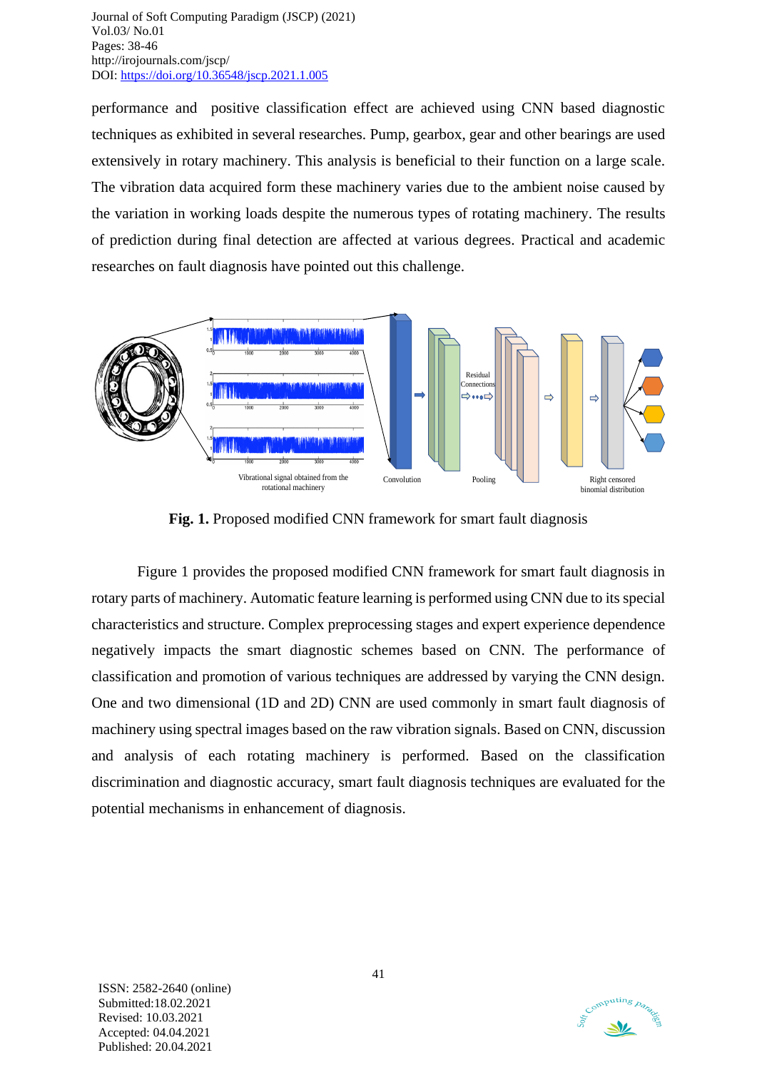performance and positive classification effect are achieved using CNN based diagnostic techniques as exhibited in several researches. Pump, gearbox, gear and other bearings are used extensively in rotary machinery. This analysis is beneficial to their function on a large scale. The vibration data acquired form these machinery varies due to the ambient noise caused by the variation in working loads despite the numerous types of rotating machinery. The results of prediction during final detection are affected at various degrees. Practical and academic researches on fault diagnosis have pointed out this challenge.

**Fig. 1.** Proposed modified CNN framework for smart fault diagnosis

Figure 1 provides the proposed modified CNN framework for smart fault diagnosis in rotary parts of machinery. Automatic feature learning is performed using CNN due to its special characteristics and structure. Complex preprocessing stages and expert experience dependence negatively impacts the smart diagnostic schemes based on CNN. The performance of classification and promotion of various techniques are addressed by varying the CNN design. One and two dimensional (1D and 2D) CNN are used commonly in smart fault diagnosis of machinery using spectral images based on the raw vibration signals. Based on CNN, discussion and analysis of each rotating machinery is performed. Based on the classification discrimination and diagnostic accuracy, smart fault diagnosis techniques are evaluated for the potential mechanisms in enhancement of diagnosis.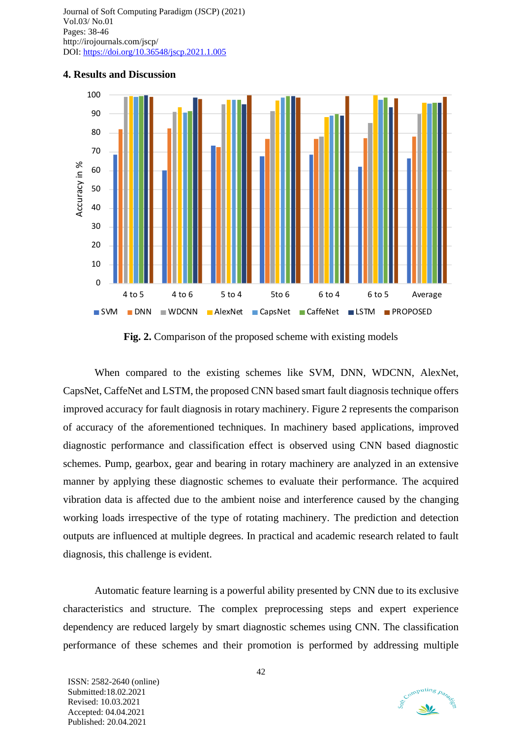## 4. Results and Discussion

**Fig. 2.** Comparison of the proposed scheme with existing models

When compared to the existing schemes like SVM, DNN, WDCNN, AlexNet, CapsNet, CaffeNet and LSTM, the proposed CNN based smart fault diagnosis technique offers improved accuracy for fault diagnosis in rotary machinery. Figure 2 represents the comparison of accuracy of the aforementioned techniques. In machinery based applications, improved diagnostic performance and classification effect is observed using CNN based diagnostic schemes. Pump, gearbox, gear and bearing in rotary machinery are analyzed in an extensive manner by applying these diagnostic schemes to evaluate their performance. The acquired vibration data is affected due to the ambient noise and interference caused by the changing working loads irrespective of the type of rotating machinery. The prediction and detection outputs are influenced at multiple degrees. In practical and academic research related to fault diagnosis, this challenge is evident.

Automatic feature learning is a powerful ability presented by CNN due to its exclusive characteristics and structure. The complex preprocessing steps and expert experience dependency are reduced largely by smart diagnostic schemes using CNN. The classification performance of these schemes and their promotion is performed by addressing multiple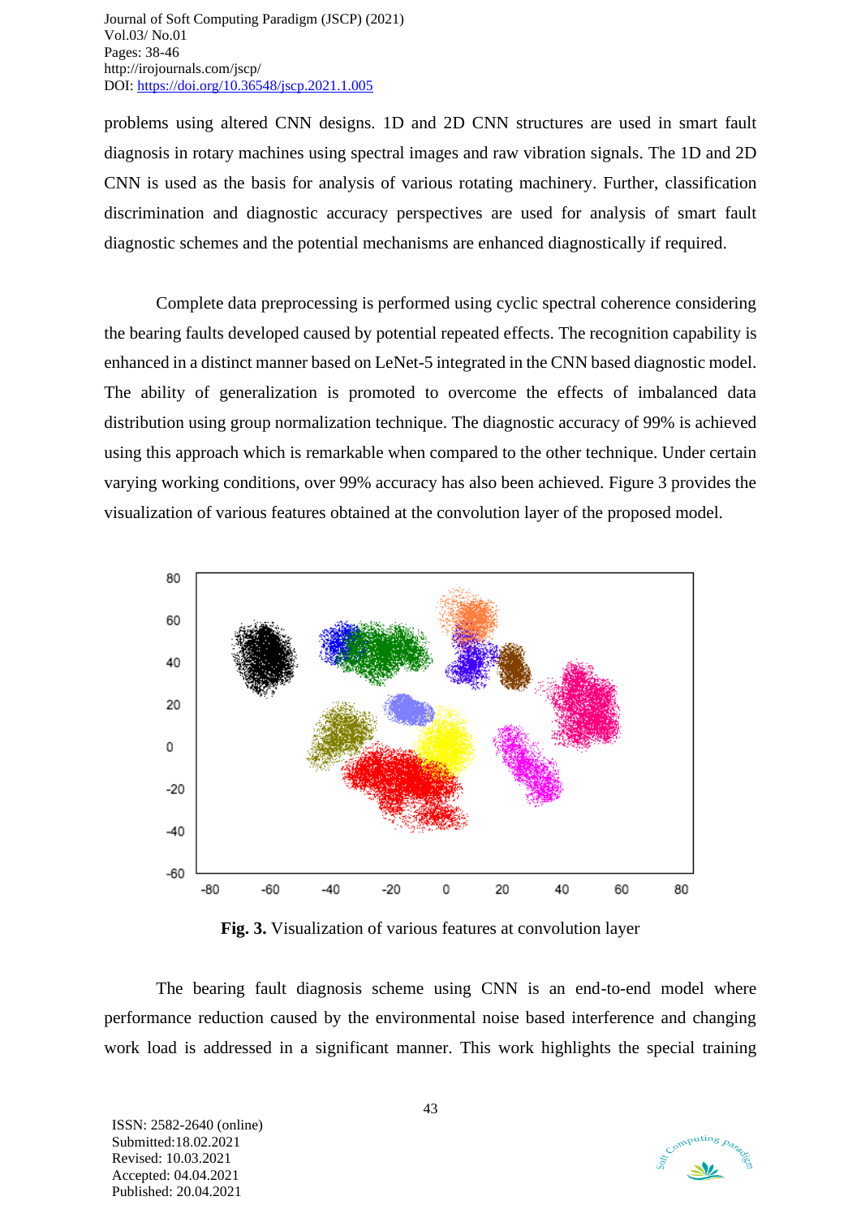problems using altered CNN designs. 1D and 2D CNN structures are used in smart fault diagnosis in rotary machines using spectral images and raw vibration signals. The 1D and 2D CNN is used as the basis for analysis of various rotating machinery. Further, classification discrimination and diagnostic accuracy perspectives are used for analysis of smart fault diagnostic schemes and the potential mechanisms are enhanced diagnostically if required.

Complete data preprocessing is performed using cyclic spectral coherence considering the bearing faults developed caused by potential repeated effects. The recognition capability is enhanced in a distinct manner based on LeNet-5 integrated in the CNN based diagnostic model. The ability of generalization is promoted to overcome the effects of imbalanced data distribution using group normalization technique. The diagnostic accuracy of 99% is achieved using this approach which is remarkable when compared to the other technique. Under certain varying working conditions, over 99% accuracy has also been achieved. Figure 3 provides the visualization of various features obtained at the convolution layer of the proposed model.

**Fig. 3.** Visualization of various features at convolution layer

The bearing fault diagnosis scheme using CNN is an end-to-end model where performance reduction caused by the environmental noise based interference and changing work load is addressed in a significant manner. This work highlights the special training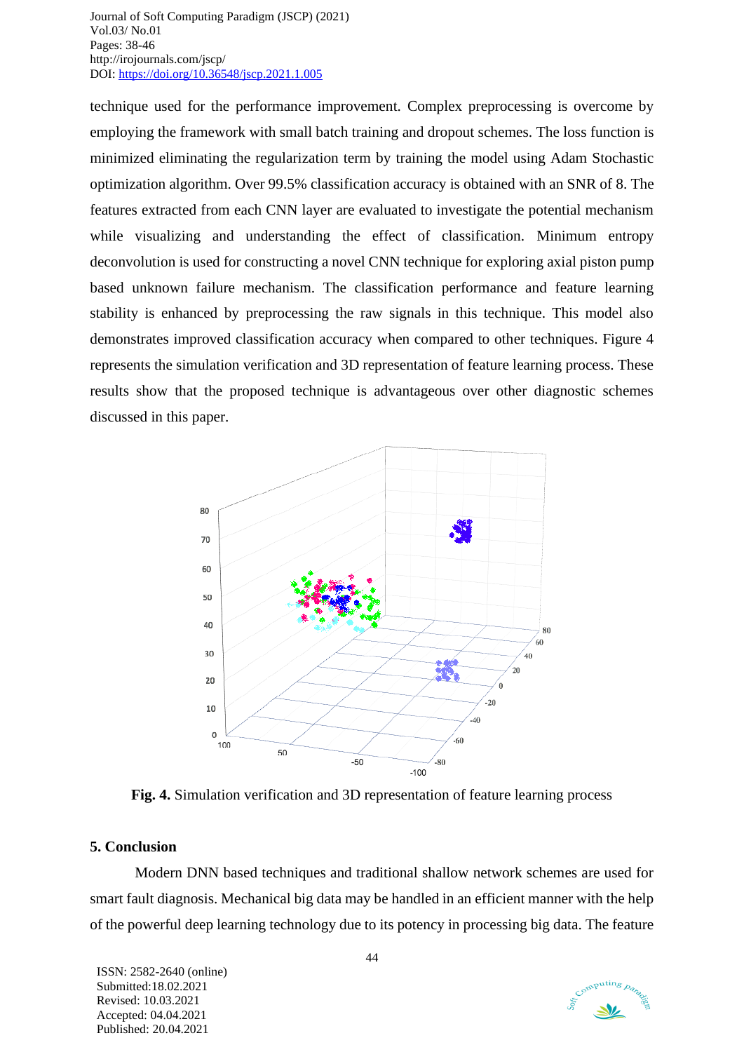technique used for the performance improvement. Complex preprocessing is overcome by employing the framework with small batch training and dropout schemes. The loss function is minimized eliminating the regularization term by training the model using Adam Stochastic optimization algorithm. Over 99.5% classification accuracy is obtained with an SNR of 8. The features extracted from each CNN layer are evaluated to investigate the potential mechanism while visualizing and understanding the effect of classification. Minimum entropy deconvolution is used for constructing a novel CNN technique for exploring axial piston pump based unknown failure mechanism. The classification performance and feature learning stability is enhanced by preprocessing the raw signals in this technique. This model also demonstrates improved classification accuracy when compared to other techniques. Figure 4 represents the simulation verification and 3D representation of feature learning process. These results show that the proposed technique is advantageous over other diagnostic schemes discussed in this paper.

**Fig. 4.** Simulation verification and 3D representation of feature learning process

## 5. Conclusion

Modern DNN based techniques and traditional shallow network schemes are used for smart fault diagnosis. Mechanical big data may be handled in an efficient manner with the help of the powerful deep learning technology due to its potency in processing big data. The feature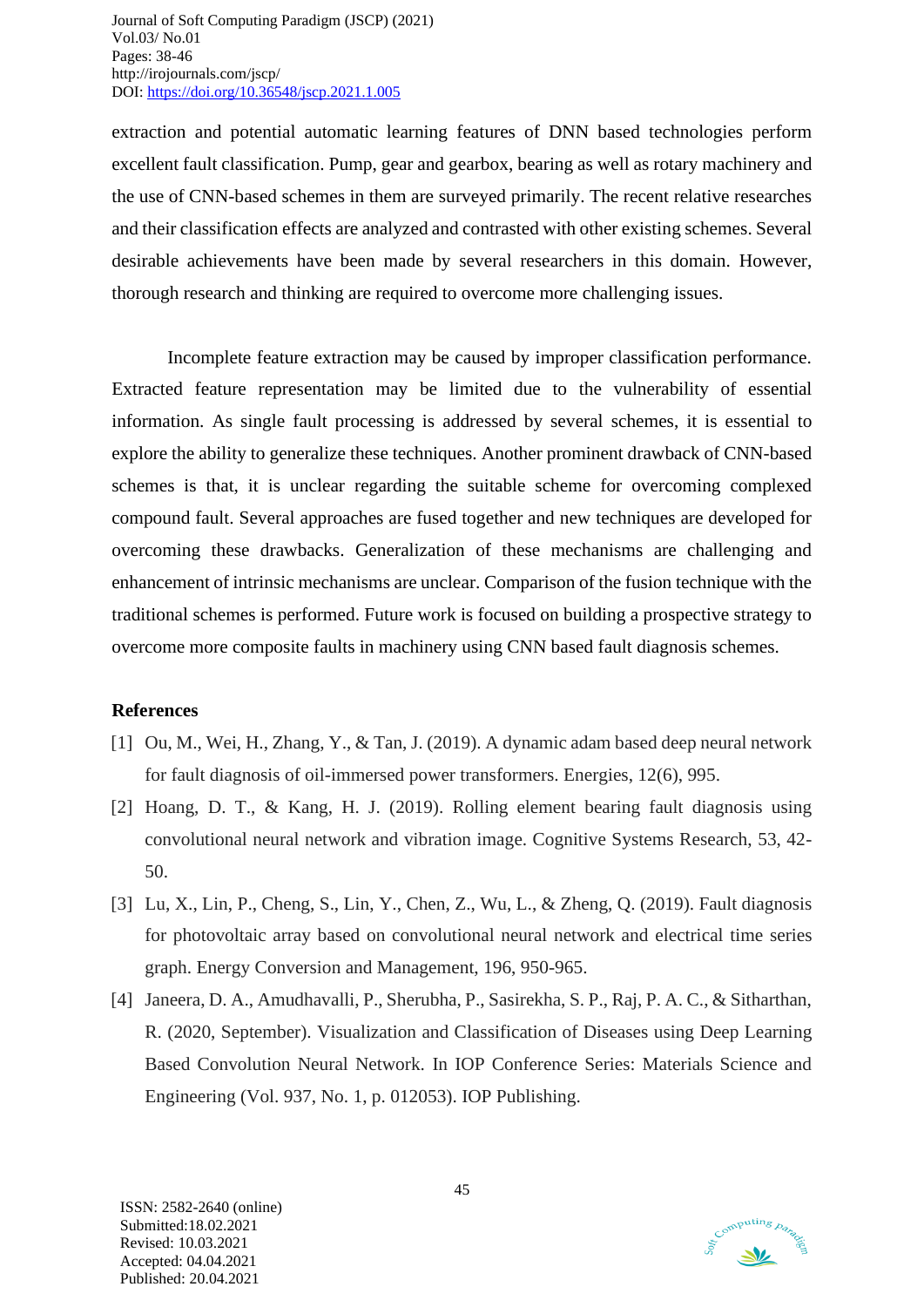extraction and potential automatic learning features of DNN based technologies perform excellent fault classification. Pump, gear and gearbox, bearing as well as rotary machinery and the use of CNN-based schemes in them are surveyed primarily. The recent relative researches and their classification effects are analyzed and contrasted with other existing schemes. Several desirable achievements have been made by several researchers in this domain. However, thorough research and thinking are required to overcome more challenging issues.

Incomplete feature extraction may be caused by improper classification performance. Extracted feature representation may be limited due to the vulnerability of essential information. As single fault processing is addressed by several schemes, it is essential to explore the ability to generalize these techniques. Another prominent drawback of CNN-based schemes is that, it is unclear regarding the suitable scheme for overcoming complexed compound fault. Several approaches are fused together and new techniques are developed for overcoming these drawbacks. Generalization of these mechanisms are challenging and enhancement of intrinsic mechanisms are unclear. Comparison of the fusion technique with the traditional schemes is performed. Future work is focused on building a prospective strategy to overcome more composite faults in machinery using CNN based fault diagnosis schemes.

**References**

[1] Ou, M., Wei, H., Zhang, Y., & Tan, J. (2019). A dynamic adam based deep neural network for fault diagnosis of oil-immersed power transformers. Energies, 12(6), 995.

[2] Hoang, D. T., & Kang, H. J. (2019). Rolling element bearing fault diagnosis using convolutional neural network and vibration image. Cognitive Systems Research, 53, 42-50.

[3] Lu, X., Lin, P., Cheng, S., Lin, Y., Chen, Z., Wu, L., & Zheng, Q. (2019). Fault diagnosis for photovoltaic array based on convolutional neural network and electrical time series graph. Energy Conversion and Management, 196, 950-965.

[4] Janeera, D. A., Amudhavalli, P., Sherubha, P., Sasirekha, S. P., Raj, P. A. C., & Sitharthan, R. (2020, September). Visualization and Classification of Diseases using Deep Learning Based Convolution Neural Network. In IOP Conference Series: Materials Science and Engineering (Vol. 937, No. 1, p. 012053). IOP Publishing.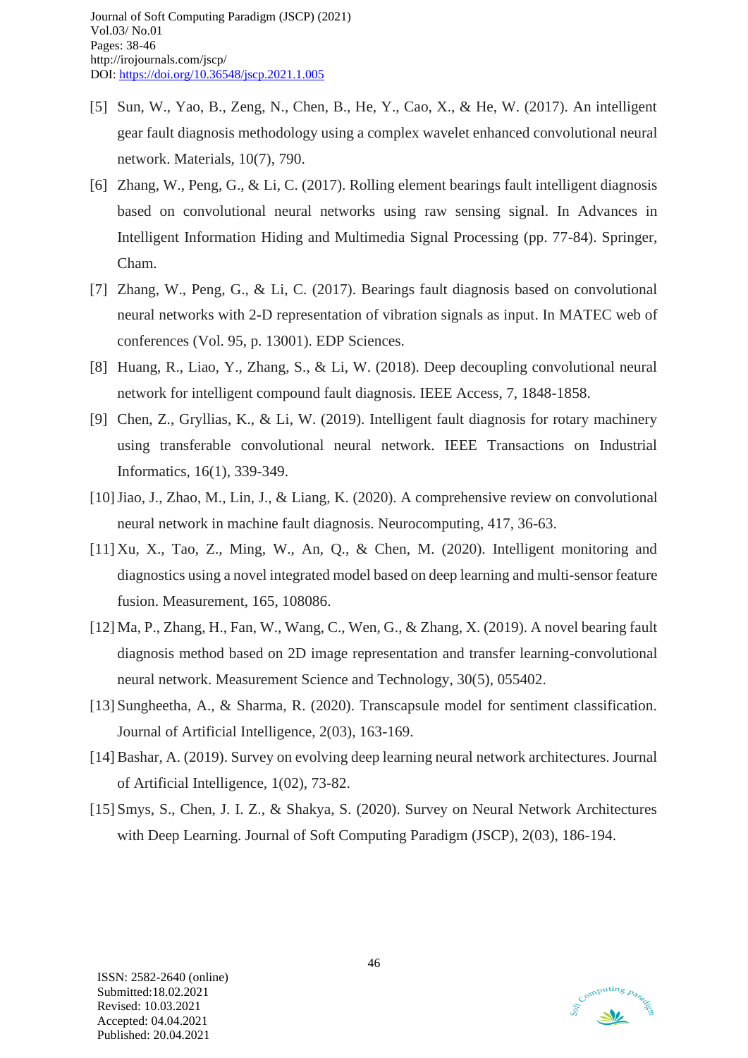[5] Sun, W., Yao, B., Zeng, N., Chen, B., He, Y., Cao, X., & He, W. (2017). An intelligent gear fault diagnosis methodology using a complex wavelet enhanced convolutional neural network. Materials, 10(7), 790.

[6] Zhang, W., Peng, G., & Li, C. (2017). Rolling element bearings fault intelligent diagnosis based on convolutional neural networks using raw sensing signal. In Advances in Intelligent Information Hiding and Multimedia Signal Processing (pp. 77-84). Springer, Cham.

[7] Zhang, W., Peng, G., & Li, C. (2017). Bearings fault diagnosis based on convolutional neural networks with 2-D representation of vibration signals as input. In MATEC web of conferences (Vol. 95, p. 13001). EDP Sciences.

[8] Huang, R., Liao, Y., Zhang, S., & Li, W. (2018). Deep decoupling convolutional neural network for intelligent compound fault diagnosis. IEEE Access, 7, 1848-1858.

[9] Chen, Z., Gryllias, K., & Li, W. (2019). Intelligent fault diagnosis for rotary machinery using transferable convolutional neural network. IEEE Transactions on Industrial Informatics, 16(1), 339-349.

[10] Jiao, J., Zhao, M., Lin, J., & Liang, K. (2020). A comprehensive review on convolutional neural network in machine fault diagnosis. Neurocomputing, 417, 36-63.

[11] Xu, X., Tao, Z., Ming, W., An, Q., & Chen, M. (2020). Intelligent monitoring and diagnostics using a novel integrated model based on deep learning and multi-sensor feature fusion. Measurement, 165, 108086.

[12] Ma, P., Zhang, H., Fan, W., Wang, C., Wen, G., & Zhang, X. (2019). A novel bearing fault diagnosis method based on 2D image representation and transfer learning-convolutional neural network. Measurement Science and Technology, 30(5), 055402.

[13] Sungheetha, A., & Sharma, R. (2020). Transcapsule model for sentiment classification. Journal of Artificial Intelligence, 2(03), 163-169.

[14] Bashar, A. (2019). Survey on evolving deep learning neural network architectures. Journal of Artificial Intelligence, 1(02), 73-82.

[15] Smys, S., Chen, J. I. Z., & Shakya, S. (2020). Survey on Neural Network Architectures with Deep Learning. Journal of Soft Computing Paradigm (JSCP), 2(03), 186-194.

ISSN: 2582-2640 (online)
Submitted:18.02.2021
Revised: 10.03.2021
Accepted: 04.04.2021
Published: 20.04.2021